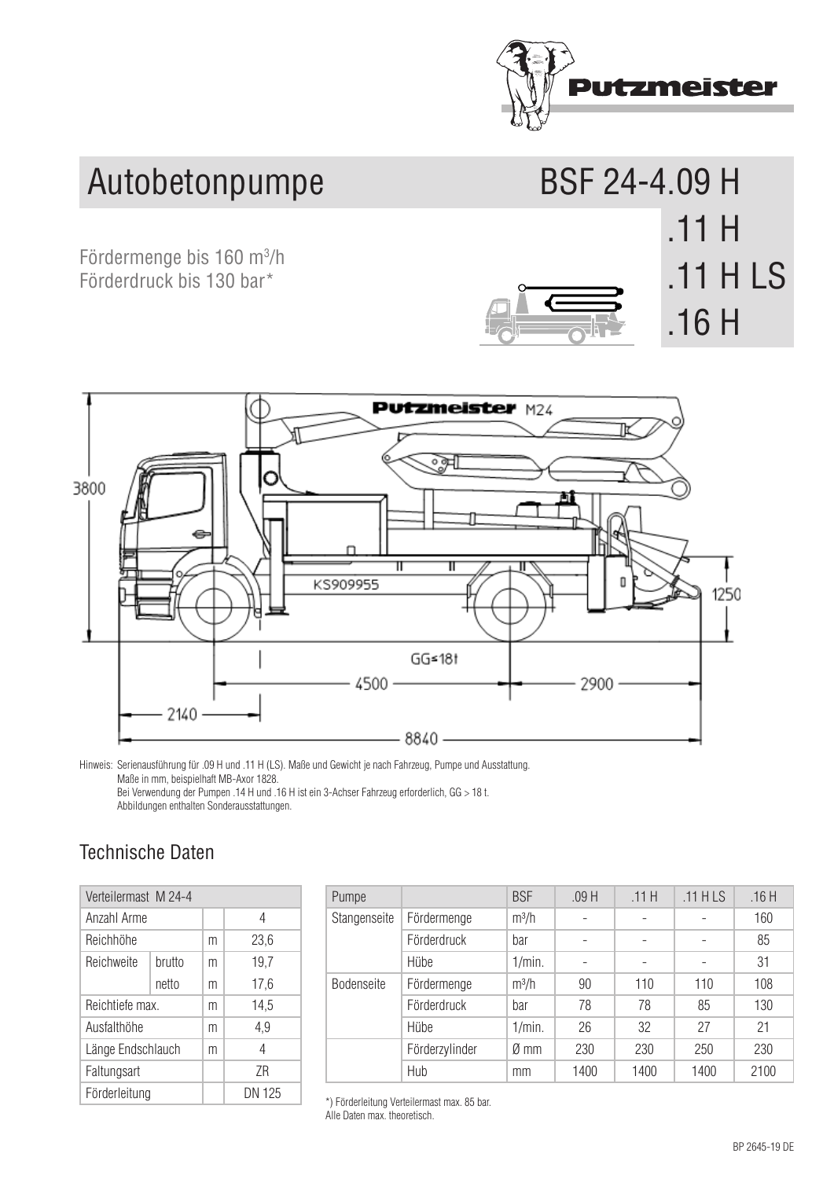# Autobetonpumpe BSF 24-4.09 H .11 H .11 H LS .16 H

Fördermenge bis 160 m³/h
Förderdruck bis 130 bar*

Hinweis: Serienausführung für .09 H und .11 H (LS). Maße und Gewicht je nach Fahrzeug, Pumpe und Ausstattung.
Maße in mm, beispielhaft MB-Axor 1828.
Bei Verwendung der Pumpen .14 H und .16 H ist ein 3-Achser Fahrzeug erforderlich, GG > 18 t.
Abbildungen enthalten Sonderausstattungen.

## Technische Daten

| Verteilermast M 24-4 | | | |
|---|---|---|---|
| Anzahl Arme | | | 4 |
| Reichhöhe | | m | 23,6 |
| Reichweite | brutto | m | 19,7 |
| | netto | m | 17,6 |
| Reichtiefe max. | | m | 14,5 |
| Ausfalthöhe | | m | 4,9 |
| Länge Endschlauch | | m | 4 |
| Faltungsart | | | ZR |
| Förderleitung | | | DN 125 |

| Pumpe | | BSF | .09 H | .11 H | .11 H LS | .16 H |
|---|---|---|---|---|---|---|
| Stangenseite | Fördermenge | m³/h | - | - | - | 160 |
| | Förderdruck | bar | - | - | - | 85 |
| | Hübe | 1/min. | - | - | - | 31 |
| Bodenseite | Fördermenge | m³/h | 90 | 110 | 110 | 108 |
| | Förderdruck | bar | 78 | 78 | 85 | 130 |
| | Hübe | 1/min. | 26 | 32 | 27 | 21 |
| | Förderzylinder | Ø mm | 230 | 230 | 250 | 230 |
| | Hub | mm | 1400 | 1400 | 1400 | 2100 |

*) Förderleitung Verteilermast max. 85 bar.
Alle Daten max. theoretisch.

BP 2645-19 DE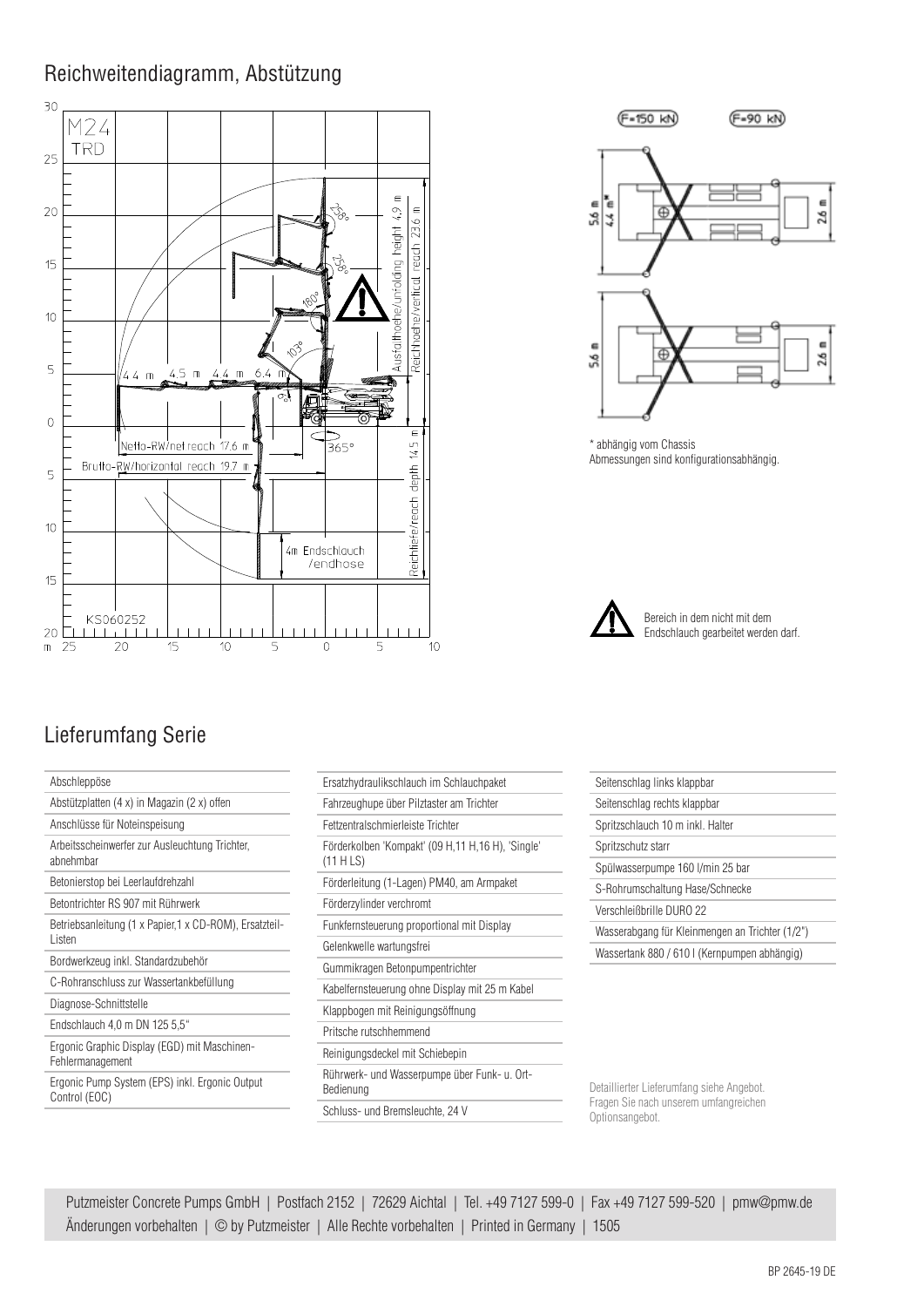## Reichweitendiagramm, Abstützung

M24
TRD

30
25
20
15
10
5
0
5
10
15
20
m 25 20 15 10 5 0 5 10

4.4 m 4.5 m 4.4 m 6.4 m

258°
258°
180°
103°
90°
365°

Ausfalthoehe/unfolding height 4,9 m
Reichhoehe/vertical reach 23,6 m
Netto-RW/net reach 17,6 m
Brutto-RW/horizontal reach 19,7 m
Reichtiefe/reach depth 14,5 m
4m Endschlauch /endhose

KS060252

F=150 kN
F=90 kN

5,6 m
4,4 m*
2,6 m
5,6 m
2,6 m

\* abhängig vom Chassis
Abmessungen sind konfigurationsabhängig.

Bereich in dem nicht mit dem Endschlauch gearbeitet werden darf.

## Lieferumfang Serie

- Abschleppöse
- Abstützplatten (4 x) im Magazin (2 x) offen
- Anschlüsse für Noteinspeisung
- Arbeitsscheinwerfer zur Ausleuchtung Trichter, abnehmbar
- Betonierstop bei Leerlaufdrehzahl
- Betontrichter RS 907 mit Rührwerk
- Betriebsanleitung (1 x Papier,1 x CD-ROM), Ersatzteil-Listen
- Bordwerkzeug inkl. Standardzubehör
- C-Rohranschluss zur Wassertankbefüllung
- Diagnose-Schnittstelle
- Endschlauch 4,0 m DN 125 5,5"
- Ergonic Graphic Display (EGD) mit Maschinen-Fehlermanagement
- Ergonic Pump System (EPS) inkl. Ergonic Output Control (EOC)
- Ersatzhydraulikschlauch im Schlauchpaket
- Fahrzeughupe über Pilztaster am Trichter
- Fettzentralschmierleiste Trichter
- Förderkolben 'Kompakt' (09 H,11 H,16 H), 'Single' (11 H LS)
- Förderleitung (1-Lagen) PM40, am Armpaket
- Förderzylinder verchromt
- Funkfernsteuerung proportional mit Display
- Gelenkwelle wartungsfrei
- Gummikragen Betonpumpentrichter
- Kabelfernsteuerung ohne Display mit 25 m Kabel
- Klappbogen mit Reinigungsöffnung
- Pritsche rutschhemmend
- Reinigungsdeckel mit Schiebepin
- Rührwerk- und Wasserpumpe über Funk- u. Ort-Bedienung
- Schluss- und Bremsleuchte, 24 V
- Seitenschlag links klappbar
- Seitenschlag rechts klappbar
- Spritzschlauch 10 m inkl. Halter
- Spritzschutz starr
- Spülwasserpumpe 160 l/min 25 bar
- S-Rohrumschaltung Hase/Schnecke
- Verschleißbrille DURO 22
- Wasserabgang für Kleinmengen an Trichter (1/2")
- Wassertank 880 / 610 l (Kernpumpen abhängig)

Detaillierter Lieferumfang siehe Angebot.
Fragen Sie nach unserem umfangreichen Optionsangebot.

Putzmeister Concrete Pumps GmbH | Postfach 2152 | 72629 Aichtal | Tel. +49 7127 599-0 | Fax +49 7127 599-520 | pmw@pmw.de
Änderungen vorbehalten | © by Putzmeister | Alle Rechte vorbehalten | Printed in Germany | 1505

BP 2645-19 DE